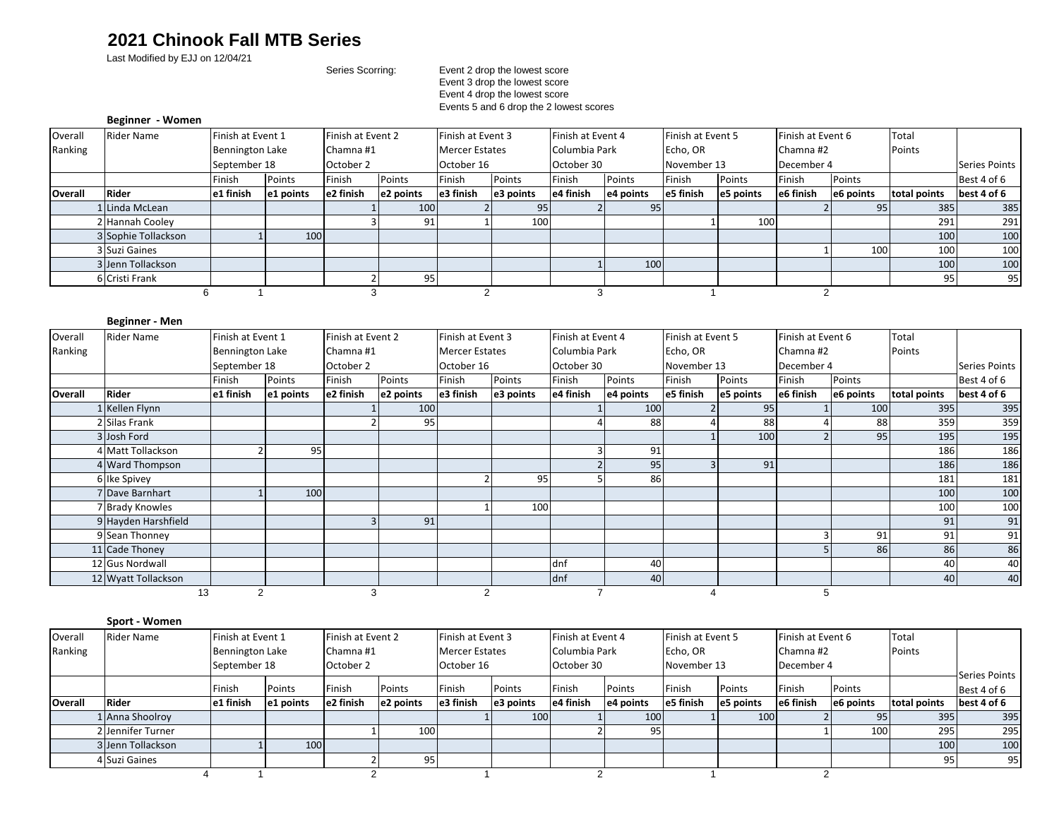# 2021 Chinook Fall MTB Series

Last Modified by EJJ on 12/04/21

Series Scorring:

Event 2 drop the lowest score
Event 3 drop the lowest score
Event 4 drop the lowest score
Events 5 and 6 drop the 2 lowest scores

### Beginner - Women

| Overall Ranking | Rider Name | Finish at Event 1 Bennington Lake September 18 | | Finish at Event 2 Chamna #1 October 2 | | Finish at Event 3 Mercer Estates October 16 | | Finish at Event 4 Columbia Park October 30 | | Finish at Event 5 Echo, OR November 13 | | Finish at Event 6 Chamna #2 December 4 | | Total Points | Series Points |
|---|---|---|---|---|---|---|---|---|---|---|---|---|---|---|---|
| | | Finish | Points | Finish | Points | Finish | Points | Finish | Points | Finish | Points | Finish | Points | | Best 4 of 6 |
| **Overall** | **Rider** | **e1 finish** | **e1 points** | **e2 finish** | **e2 points** | **e3 finish** | **e3 points** | **e4 finish** | **e4 points** | **e5 finish** | **e5 points** | **e6 finish** | **e6 points** | **total points** | **best 4 of 6** |
| 1 | Linda McLean | | | 1 | 100 | 2 | 95 | 2 | 95 | | | 2 | 95 | 385 | 385 |
| 2 | Hannah Cooley | | | 3 | 91 | 1 | 100 | | | 1 | 100 | | | 291 | 291 |
| 3 | Sophie Tollackson | 1 | 100 | | | | | | | | | | | 100 | 100 |
| 3 | Suzi Gaines | | | | | | | | | | | 1 | 100 | 100 | 100 |
| 3 | Jenn Tollackson | | | | | | | 1 | 100 | | | | | 100 | 100 |
| 6 | Cristi Frank | | | 2 | 95 | | | | | | | | | 95 | 95 |
| | 6 | 1 | | 3 | | 2 | | 3 | | 1 | | 2 | | | |

### Beginner - Men

| Overall Ranking | Rider Name | Finish at Event 1 Bennington Lake September 18 | | Finish at Event 2 Chamna #1 October 2 | | Finish at Event 3 Mercer Estates October 16 | | Finish at Event 4 Columbia Park October 30 | | Finish at Event 5 Echo, OR November 13 | | Finish at Event 6 Chamna #2 December 4 | | Total Points | Series Points |
|---|---|---|---|---|---|---|---|---|---|---|---|---|---|---|---|
| | | Finish | Points | Finish | Points | Finish | Points | Finish | Points | Finish | Points | Finish | Points | | Best 4 of 6 |
| **Overall** | **Rider** | **e1 finish** | **e1 points** | **e2 finish** | **e2 points** | **e3 finish** | **e3 points** | **e4 finish** | **e4 points** | **e5 finish** | **e5 points** | **e6 finish** | **e6 points** | **total points** | **best 4 of 6** |
| 1 | Kellen Flynn | | | 1 | 100 | | | 1 | 100 | 2 | 95 | 1 | 100 | 395 | 395 |
| 2 | Silas Frank | | | 2 | 95 | | | 4 | 88 | 4 | 88 | 4 | 88 | 359 | 359 |
| 3 | Josh Ford | | | | | | | | | 1 | 100 | 2 | 95 | 195 | 195 |
| 4 | Matt Tollackson | 2 | 95 | | | | | 3 | 91 | | | | | 186 | 186 |
| 4 | Ward Thompson | | | | | | | 2 | 95 | 3 | 91 | | | 186 | 186 |
| 6 | Ike Spivey | | | | | 2 | 95 | 5 | 86 | | | | | 181 | 181 |
| 7 | Dave Barnhart | 1 | 100 | | | | | | | | | | | 100 | 100 |
| 7 | Brady Knowles | | | | | 1 | 100 | | | | | | | 100 | 100 |
| 9 | Hayden Harshfield | | | 3 | 91 | | | | | | | | | 91 | 91 |
| 9 | Sean Thonney | | | | | | | | | | | 3 | 91 | 91 | 91 |
| 11 | Cade Thoney | | | | | | | | | | | 5 | 86 | 86 | 86 |
| 12 | Gus Nordwall | | | | | | | dnf | 40 | | | | | 40 | 40 |
| 12 | Wyatt Tollackson | | | | | | | dnf | 40 | | | | | 40 | 40 |
| | 13 | 2 | | 3 | | 2 | | 7 | | 4 | | 5 | | | |

### Sport - Women

| Overall Ranking | Rider Name | Finish at Event 1 Bennington Lake September 18 | | Finish at Event 2 Chamna #1 October 2 | | Finish at Event 3 Mercer Estates October 16 | | Finish at Event 4 Columbia Park October 30 | | Finish at Event 5 Echo, OR November 13 | | Finish at Event 6 Chamna #2 December 4 | | Total Points | Series Points |
|---|---|---|---|---|---|---|---|---|---|---|---|---|---|---|---|
| | | Finish | Points | Finish | Points | Finish | Points | Finish | Points | Finish | Points | Finish | Points | | Best 4 of 6 |
| **Overall** | **Rider** | **e1 finish** | **e1 points** | **e2 finish** | **e2 points** | **e3 finish** | **e3 points** | **e4 finish** | **e4 points** | **e5 finish** | **e5 points** | **e6 finish** | **e6 points** | **total points** | **best 4 of 6** |
| 1 | Anna Shoolroy | | | | | 1 | 100 | 1 | 100 | 1 | 100 | 2 | 95 | 395 | 395 |
| 2 | Jennifer Turner | | | 1 | 100 | | | 2 | 95 | | | 1 | 100 | 295 | 295 |
| 3 | Jenn Tollackson | 1 | 100 | | | | | | | | | | | 100 | 100 |
| 4 | Suzi Gaines | | | 2 | 95 | | | | | | | | | 95 | 95 |
| | 4 | 1 | | 2 | | 1 | | 2 | | 1 | | 2 | | | |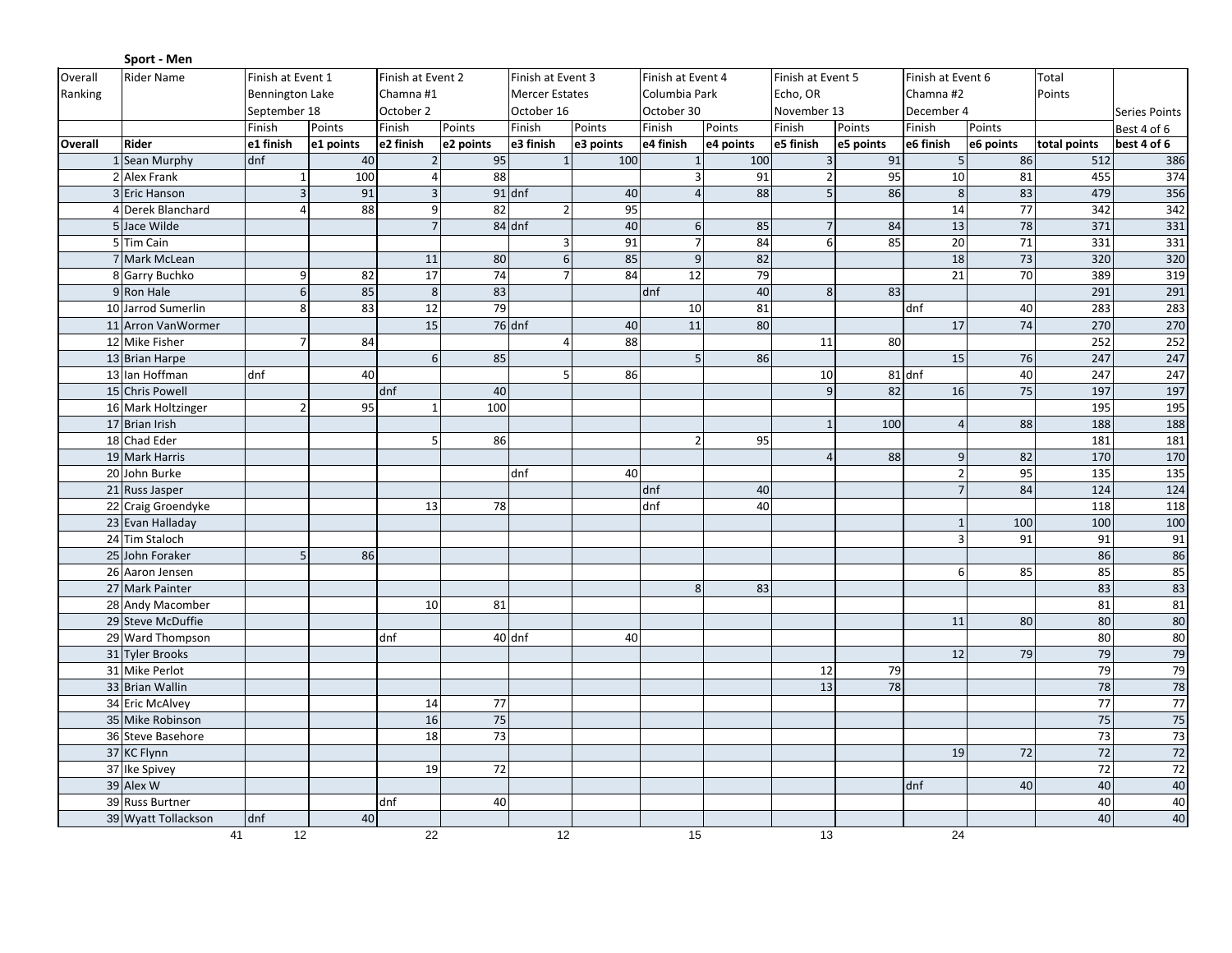**Sport - Men**

| Overall Ranking | Rider Name | Finish at Event 1 Bennington Lake September 18 | | Finish at Event 2 Chamna #1 October 2 | | Finish at Event 3 Mercer Estates October 16 | | Finish at Event 4 Columbia Park October 30 | | Finish at Event 5 Echo, OR November 13 | | Finish at Event 6 Chamna #2 December 4 | | Total Points | Series Points |
|---|---|---|---|---|---|---|---|---|---|---|---|---|---|---|---|
| | | Finish | Points | Finish | Points | Finish | Points | Finish | Points | Finish | Points | Finish | Points | | Best 4 of 6 |
| Overall | Rider | e1 finish | e1 points | e2 finish | e2 points | e3 finish | e3 points | e4 finish | e4 points | e5 finish | e5 points | e6 finish | e6 points | total points | best 4 of 6 |
| 1 | Sean Murphy | dnf | 40 | 2 | 95 | 1 | 100 | 1 | 100 | 3 | 91 | 5 | 86 | 512 | 386 |
| 2 | Alex Frank | 1 | 100 | 4 | 88 | | | 3 | 91 | 2 | 95 | 10 | 81 | 455 | 374 |
| 3 | Eric Hanson | 3 | 91 | 3 | 91 | dnf | 40 | 4 | 88 | 5 | 86 | 8 | 83 | 479 | 356 |
| 4 | Derek Blanchard | 4 | 88 | 9 | 82 | 2 | 95 | | | | | 14 | 77 | 342 | 342 |
| 5 | Jace Wilde | | | 7 | 84 | dnf | 40 | 6 | 85 | 7 | 84 | 13 | 78 | 371 | 331 |
| 5 | Tim Cain | | | | | 3 | 91 | 7 | 84 | 6 | 85 | 20 | 71 | 331 | 331 |
| 7 | Mark McLean | | | 11 | 80 | 6 | 85 | 9 | 82 | | | 18 | 73 | 320 | 320 |
| 8 | Garry Buchko | 9 | 82 | 17 | 74 | 7 | 84 | 12 | 79 | | | 21 | 70 | 389 | 319 |
| 9 | Ron Hale | 6 | 85 | 8 | 83 | | | dnf | 40 | 8 | 83 | | | 291 | 291 |
| 10 | Jarrod Sumerlin | 8 | 83 | 12 | 79 | | | 10 | 81 | | | dnf | 40 | 283 | 283 |
| 11 | Arron VanWormer | | | 15 | 76 | dnf | 40 | 11 | 80 | | | 17 | 74 | 270 | 270 |
| 12 | Mike Fisher | 7 | 84 | | | 4 | 88 | | | 11 | 80 | | | 252 | 252 |
| 13 | Brian Harpe | | | 6 | 85 | | | 5 | 86 | | | 15 | 76 | 247 | 247 |
| 13 | Ian Hoffman | dnf | 40 | | | 5 | 86 | | | 10 | 81 | dnf | 40 | 247 | 247 |
| 15 | Chris Powell | | | dnf | 40 | | | | | 9 | 82 | 16 | 75 | 197 | 197 |
| 16 | Mark Holtzinger | 2 | 95 | 1 | 100 | | | | | | | | | 195 | 195 |
| 17 | Brian Irish | | | | | | | | | 1 | 100 | 4 | 88 | 188 | 188 |
| 18 | Chad Eder | | | 5 | 86 | | | 2 | 95 | | | | | 181 | 181 |
| 19 | Mark Harris | | | | | | | | | 4 | 88 | 9 | 82 | 170 | 170 |
| 20 | John Burke | | | | | dnf | 40 | | | | | 2 | 95 | 135 | 135 |
| 21 | Russ Jasper | | | | | | | dnf | 40 | | | 7 | 84 | 124 | 124 |
| 22 | Craig Groendyke | | | 13 | 78 | | | dnf | 40 | | | | | 118 | 118 |
| 23 | Evan Halladay | | | | | | | | | | | 1 | 100 | 100 | 100 |
| 24 | Tim Staloch | | | | | | | | | | | 3 | 91 | 91 | 91 |
| 25 | John Foraker | 5 | 86 | | | | | | | | | | | 86 | 86 |
| 26 | Aaron Jensen | | | | | | | | | | | 6 | 85 | 85 | 85 |
| 27 | Mark Painter | | | | | | | 8 | 83 | | | | | 83 | 83 |
| 28 | Andy Macomber | | | 10 | 81 | | | | | | | | | 81 | 81 |
| 29 | Steve McDuffie | | | | | | | | | | | 11 | 80 | 80 | 80 |
| 29 | Ward Thompson | | | dnf | 40 | dnf | 40 | | | | | | | 80 | 80 |
| 31 | Tyler Brooks | | | | | | | | | | | 12 | 79 | 79 | 79 |
| 31 | Mike Perlot | | | | | | | | | 12 | 79 | | | 79 | 79 |
| 33 | Brian Wallin | | | | | | | | | 13 | 78 | | | 78 | 78 |
| 34 | Eric McAlvey | | | 14 | 77 | | | | | | | | | 77 | 77 |
| 35 | Mike Robinson | | | 16 | 75 | | | | | | | | | 75 | 75 |
| 36 | Steve Basehore | | | 18 | 73 | | | | | | | | | 73 | 73 |
| 37 | KC Flynn | | | | | | | | | | | 19 | 72 | 72 | 72 |
| 37 | Ike Spivey | | | 19 | 72 | | | | | | | | | 72 | 72 |
| 39 | Alex W | | | | | | | | | | | dnf | 40 | 40 | 40 |
| 39 | Russ Burtner | | | dnf | 40 | | | | | | | | | 40 | 40 |
| 39 | Wyatt Tollackson | dnf | 40 | | | | | | | | | | | 40 | 40 |
| | 41 | 12 | | 22 | | 12 | | 15 | | 13 | | 24 | | | |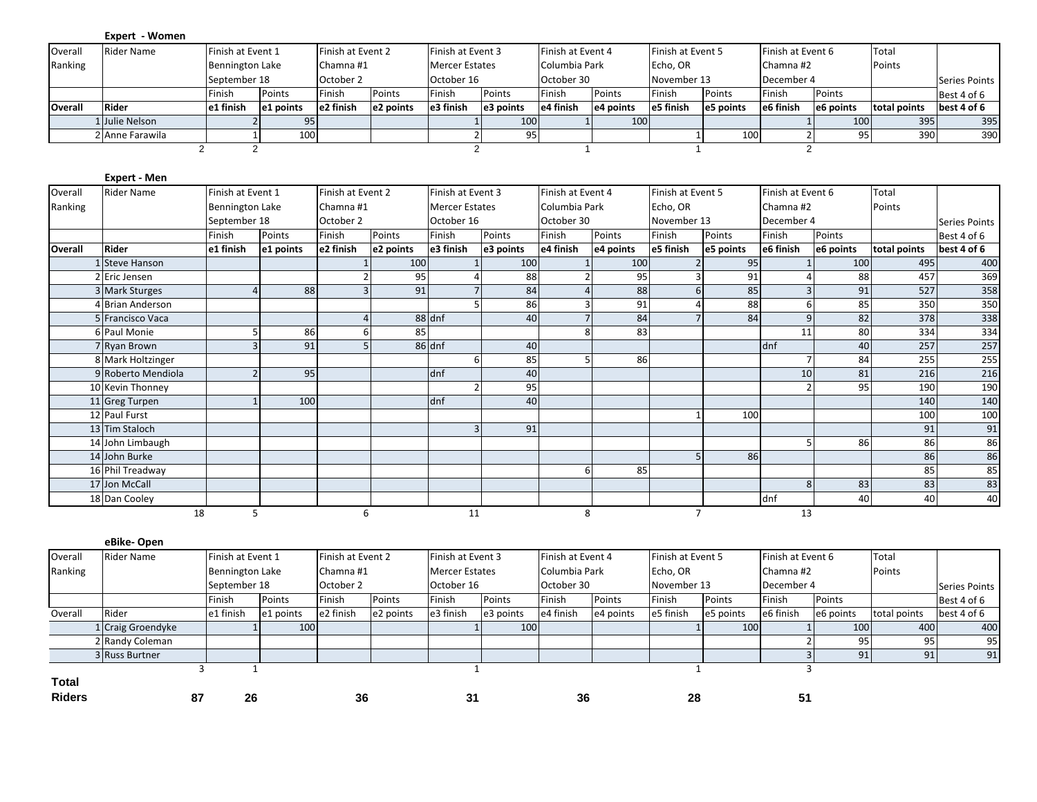### Expert - Women

| Overall Ranking | Rider Name | Finish at Event 1 Bennington Lake September 18 | | Finish at Event 2 Chamna #1 October 2 | | Finish at Event 3 Mercer Estates October 16 | | Finish at Event 4 Columbia Park October 30 | | Finish at Event 5 Echo, OR November 13 | | Finish at Event 6 Chamna #2 December 4 | | Total Points | Series Points |
|---|---|---|---|---|---|---|---|---|---|---|---|---|---|---|---|
| | | Finish | Points | Finish | Points | Finish | Points | Finish | Points | Finish | Points | Finish | Points | | Best 4 of 6 |
| **Overall** | **Rider** | **e1 finish** | **e1 points** | **e2 finish** | **e2 points** | **e3 finish** | **e3 points** | **e4 finish** | **e4 points** | **e5 finish** | **e5 points** | **e6 finish** | **e6 points** | **total points** | **best 4 of 6** |
| 1 | Julie Nelson | 2 | 95 | | | 1 | 100 | 1 | 100 | | | 1 | 100 | 395 | 395 |
| 2 | Anne Farawila | 1 | 100 | | | 2 | 95 | | | 1 | 100 | 2 | 95 | 390 | 390 |
| | 2 | 2 | | | | 2 | | 1 | | 1 | | 2 | | | |

### Expert - Men

| Overall Ranking | Rider Name | Finish at Event 1 Bennington Lake September 18 | | Finish at Event 2 Chamna #1 October 2 | | Finish at Event 3 Mercer Estates October 16 | | Finish at Event 4 Columbia Park October 30 | | Finish at Event 5 Echo, OR November 13 | | Finish at Event 6 Chamna #2 December 4 | | Total Points | Series Points |
|---|---|---|---|---|---|---|---|---|---|---|---|---|---|---|---|
| | | Finish | Points | Finish | Points | Finish | Points | Finish | Points | Finish | Points | Finish | Points | | Best 4 of 6 |
| **Overall** | **Rider** | **e1 finish** | **e1 points** | **e2 finish** | **e2 points** | **e3 finish** | **e3 points** | **e4 finish** | **e4 points** | **e5 finish** | **e5 points** | **e6 finish** | **e6 points** | **total points** | **best 4 of 6** |
| 1 | Steve Hanson | | | 1 | 100 | 1 | 100 | 1 | 100 | 2 | 95 | 1 | 100 | 495 | 400 |
| 2 | Eric Jensen | | | 2 | 95 | 4 | 88 | 2 | 95 | 3 | 91 | 4 | 88 | 457 | 369 |
| 3 | Mark Sturges | 4 | 88 | 3 | 91 | 7 | 84 | 4 | 88 | 6 | 85 | 3 | 91 | 527 | 358 |
| 4 | Brian Anderson | | | | | 5 | 86 | 3 | 91 | 4 | 88 | 6 | 85 | 350 | 350 |
| 5 | Francisco Vaca | | | 4 | 88 | dnf | 40 | 7 | 84 | 7 | 84 | 9 | 82 | 378 | 338 |
| 6 | Paul Monie | 5 | 86 | 6 | 85 | | | 8 | 83 | | | 11 | 80 | 334 | 334 |
| 7 | Ryan Brown | 3 | 91 | 5 | 86 | dnf | 40 | | | | | dnf | 40 | 257 | 257 |
| 8 | Mark Holtzinger | | | | | 6 | 85 | 5 | 86 | | | 7 | 84 | 255 | 255 |
| 9 | Roberto Mendiola | 2 | 95 | | | dnf | 40 | | | | | 10 | 81 | 216 | 216 |
| 10 | Kevin Thonney | | | | | 2 | 95 | | | | | 2 | 95 | 190 | 190 |
| 11 | Greg Turpen | 1 | 100 | | | dnf | 40 | | | | | | | 140 | 140 |
| 12 | Paul Furst | | | | | | | | | 1 | 100 | | | 100 | 100 |
| 13 | Tim Staloch | | | | | 3 | 91 | | | | | | | 91 | 91 |
| 14 | John Limbaugh | | | | | | | | | | | 5 | 86 | 86 | 86 |
| 14 | John Burke | | | | | | | | | 5 | 86 | | | 86 | 86 |
| 16 | Phil Treadway | | | | | | | 6 | 85 | | | | | 85 | 85 |
| 17 | Jon McCall | | | | | | | | | | | 8 | 83 | 83 | 83 |
| 18 | Dan Cooley | | | | | | | | | | | dnf | 40 | 40 | 40 |
| | 18 | 5 | | 6 | | 11 | | 8 | | 7 | | 13 | | | |

### eBike- Open

| Overall Ranking | Rider Name | Finish at Event 1 Bennington Lake September 18 | | Finish at Event 2 Chamna #1 October 2 | | Finish at Event 3 Mercer Estates October 16 | | Finish at Event 4 Columbia Park October 30 | | Finish at Event 5 Echo, OR November 13 | | Finish at Event 6 Chamna #2 December 4 | | Total Points | Series Points |
|---|---|---|---|---|---|---|---|---|---|---|---|---|---|---|---|
| | | Finish | Points | Finish | Points | Finish | Points | Finish | Points | Finish | Points | Finish | Points | | Best 4 of 6 |
| Overall | Rider | e1 finish | e1 points | e2 finish | e2 points | e3 finish | e3 points | e4 finish | e4 points | e5 finish | e5 points | e6 finish | e6 points | total points | best 4 of 6 |
| 1 | Craig Groendyke | 1 | 100 | | | 1 | 100 | | | 1 | 100 | 1 | 100 | 400 | 400 |
| 2 | Randy Coleman | | | | | | | | | | | 2 | 95 | 95 | 95 |
| 3 | Russ Burtner | | | | | | | | | | | 3 | 91 | 91 | 91 |
| | 3 | 1 | | | | 1 | | | | 1 | | 3 | | | |
| **Total Riders** | **87** | **26** | | **36** | | **31** | | **36** | | **28** | | **51** | | | |